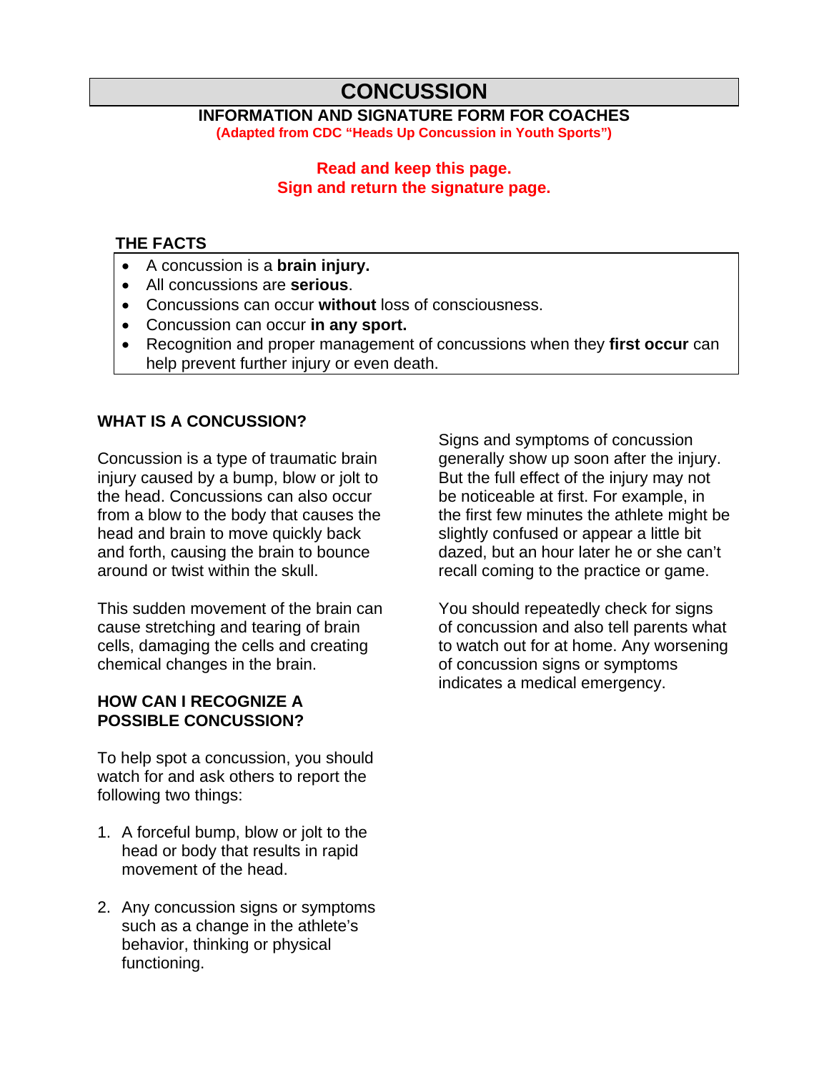# CONCUSSION

## INFORMATION AND SIGNATURE FORM FOR COACHES

**(Adapted from CDC "Heads Up Concussion in Youth Sports")**

**Read and keep this page.**
**Sign and return the signature page.**

### THE FACTS

- A concussion is a **brain injury.**
- All concussions are **serious**.
- Concussions can occur **without** loss of consciousness.
- Concussion can occur **in any sport.**
- Recognition and proper management of concussions when they **first occur** can help prevent further injury or even death.

### WHAT IS A CONCUSSION?

Concussion is a type of traumatic brain injury caused by a bump, blow or jolt to the head. Concussions can also occur from a blow to the body that causes the head and brain to move quickly back and forth, causing the brain to bounce around or twist within the skull.

This sudden movement of the brain can cause stretching and tearing of brain cells, damaging the cells and creating chemical changes in the brain.

### HOW CAN I RECOGNIZE A POSSIBLE CONCUSSION?

To help spot a concussion, you should watch for and ask others to report the following two things:

1. A forceful bump, blow or jolt to the head or body that results in rapid movement of the head.

2. Any concussion signs or symptoms such as a change in the athlete's behavior, thinking or physical functioning.

Signs and symptoms of concussion generally show up soon after the injury. But the full effect of the injury may not be noticeable at first. For example, in the first few minutes the athlete might be slightly confused or appear a little bit dazed, but an hour later he or she can't recall coming to the practice or game.

You should repeatedly check for signs of concussion and also tell parents what to watch out for at home. Any worsening of concussion signs or symptoms indicates a medical emergency.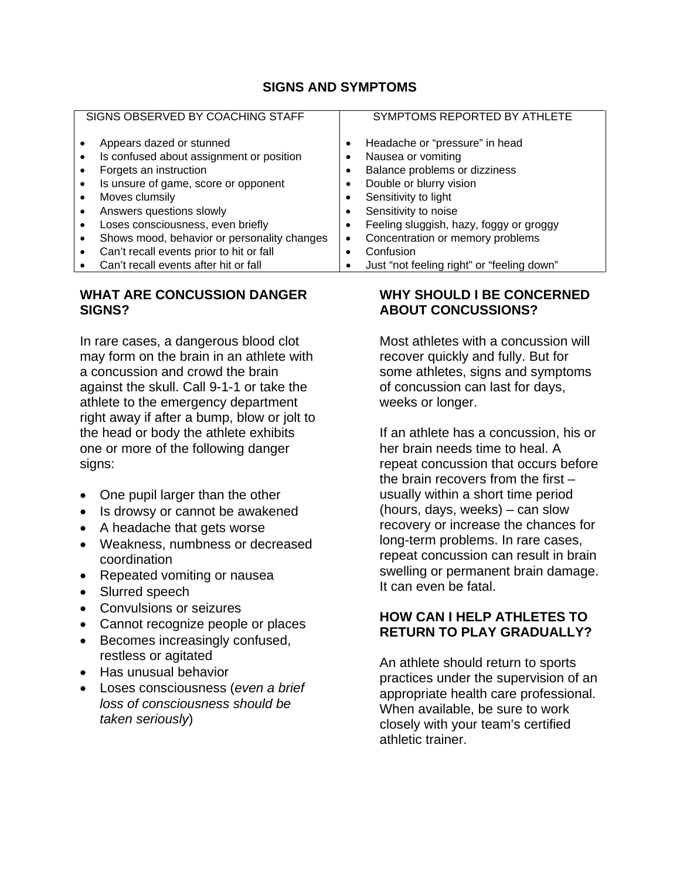## SIGNS AND SYMPTOMS

| SIGNS OBSERVED BY COACHING STAFF | SYMPTOMS REPORTED BY ATHLETE |
|---|---|
| • Appears dazed or stunned | • Headache or "pressure" in head |
| • Is confused about assignment or position | • Nausea or vomiting |
| • Forgets an instruction | • Balance problems or dizziness |
| • Is unsure of game, score or opponent | • Double or blurry vision |
| • Moves clumsily | • Sensitivity to light |
| • Answers questions slowly | • Sensitivity to noise |
| • Loses consciousness, even briefly | • Feeling sluggish, hazy, foggy or groggy |
| • Shows mood, behavior or personality changes | • Concentration or memory problems |
| • Can't recall events prior to hit or fall | • Confusion |
| • Can't recall events after hit or fall | • Just "not feeling right" or "feeling down" |

### WHAT ARE CONCUSSION DANGER SIGNS?

In rare cases, a dangerous blood clot may form on the brain in an athlete with a concussion and crowd the brain against the skull. Call 9-1-1 or take the athlete to the emergency department right away if after a bump, blow or jolt to the head or body the athlete exhibits one or more of the following danger signs:

- One pupil larger than the other
- Is drowsy or cannot be awakened
- A headache that gets worse
- Weakness, numbness or decreased coordination
- Repeated vomiting or nausea
- Slurred speech
- Convulsions or seizures
- Cannot recognize people or places
- Becomes increasingly confused, restless or agitated
- Has unusual behavior
- Loses consciousness (*even a brief loss of consciousness should be taken seriously*)

### WHY SHOULD I BE CONCERNED ABOUT CONCUSSIONS?

Most athletes with a concussion will recover quickly and fully. But for some athletes, signs and symptoms of concussion can last for days, weeks or longer.

If an athlete has a concussion, his or her brain needs time to heal. A repeat concussion that occurs before the brain recovers from the first – usually within a short time period (hours, days, weeks) – can slow recovery or increase the chances for long-term problems. In rare cases, repeat concussion can result in brain swelling or permanent brain damage. It can even be fatal.

### HOW CAN I HELP ATHLETES TO RETURN TO PLAY GRADUALLY?

An athlete should return to sports practices under the supervision of an appropriate health care professional. When available, be sure to work closely with your team's certified athletic trainer.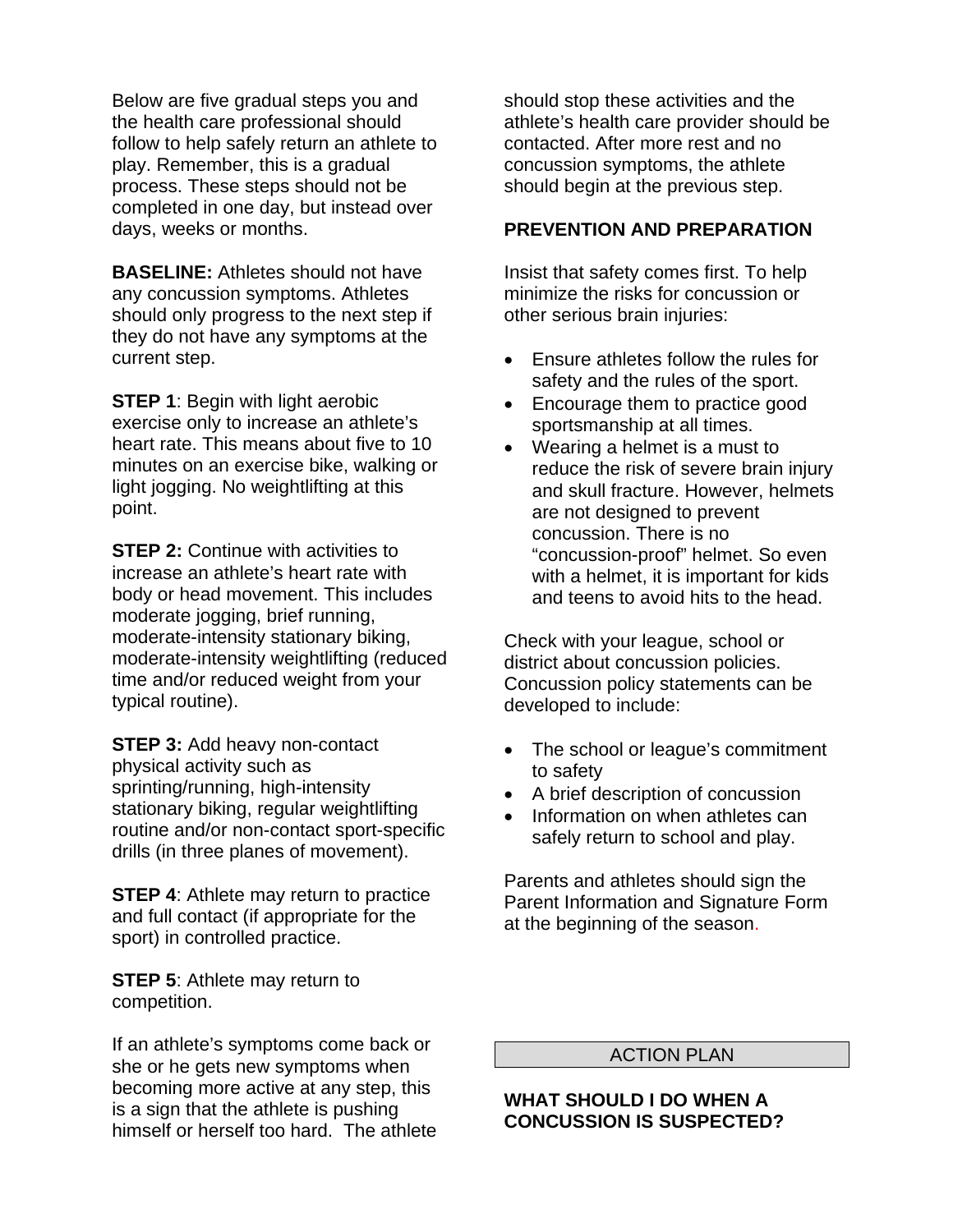Below are five gradual steps you and the health care professional should follow to help safely return an athlete to play. Remember, this is a gradual process. These steps should not be completed in one day, but instead over days, weeks or months.

**BASELINE:** Athletes should not have any concussion symptoms. Athletes should only progress to the next step if they do not have any symptoms at the current step.

**STEP 1**: Begin with light aerobic exercise only to increase an athlete's heart rate. This means about five to 10 minutes on an exercise bike, walking or light jogging. No weightlifting at this point.

**STEP 2:** Continue with activities to increase an athlete's heart rate with body or head movement. This includes moderate jogging, brief running, moderate-intensity stationary biking, moderate-intensity weightlifting (reduced time and/or reduced weight from your typical routine).

**STEP 3:** Add heavy non-contact physical activity such as sprinting/running, high-intensity stationary biking, regular weightlifting routine and/or non-contact sport-specific drills (in three planes of movement).

**STEP 4**: Athlete may return to practice and full contact (if appropriate for the sport) in controlled practice.

**STEP 5**: Athlete may return to competition.

If an athlete's symptoms come back or she or he gets new symptoms when becoming more active at any step, this is a sign that the athlete is pushing himself or herself too hard. The athlete should stop these activities and the athlete's health care provider should be contacted. After more rest and no concussion symptoms, the athlete should begin at the previous step.

**PREVENTION AND PREPARATION**

Insist that safety comes first. To help minimize the risks for concussion or other serious brain injuries:

- Ensure athletes follow the rules for safety and the rules of the sport.
- Encourage them to practice good sportsmanship at all times.
- Wearing a helmet is a must to reduce the risk of severe brain injury and skull fracture. However, helmets are not designed to prevent concussion. There is no "concussion-proof" helmet. So even with a helmet, it is important for kids and teens to avoid hits to the head.

Check with your league, school or district about concussion policies. Concussion policy statements can be developed to include:

- The school or league's commitment to safety
- A brief description of concussion
- Information on when athletes can safely return to school and play.

Parents and athletes should sign the Parent Information and Signature Form at the beginning of the season.

## ACTION PLAN

**WHAT SHOULD I DO WHEN A CONCUSSION IS SUSPECTED?**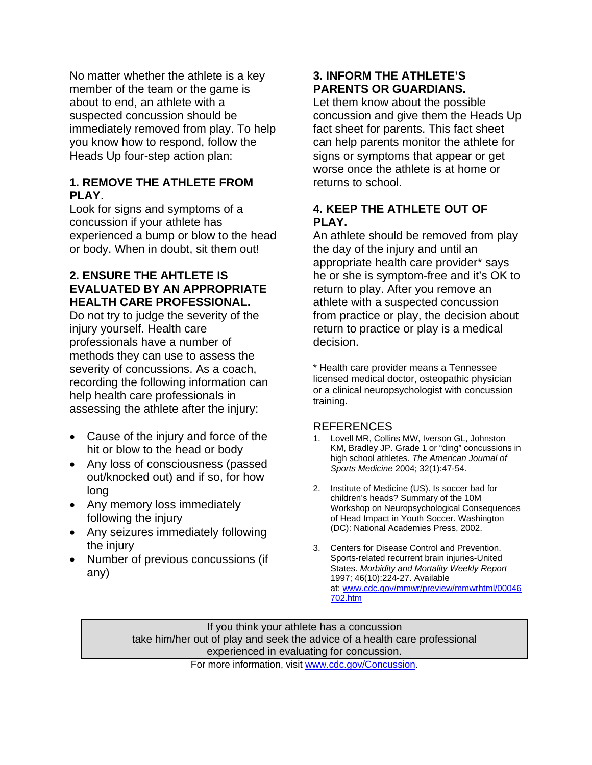No matter whether the athlete is a key member of the team or the game is about to end, an athlete with a suspected concussion should be immediately removed from play. To help you know how to respond, follow the Heads Up four-step action plan:

### 1. REMOVE THE ATHLETE FROM PLAY.

Look for signs and symptoms of a concussion if your athlete has experienced a bump or blow to the head or body. When in doubt, sit them out!

### 2. ENSURE THE AHTLETE IS EVALUATED BY AN APPROPRIATE HEALTH CARE PROFESSIONAL.

Do not try to judge the severity of the injury yourself. Health care professionals have a number of methods they can use to assess the severity of concussions. As a coach, recording the following information can help health care professionals in assessing the athlete after the injury:

- Cause of the injury and force of the hit or blow to the head or body
- Any loss of consciousness (passed out/knocked out) and if so, for how long
- Any memory loss immediately following the injury
- Any seizures immediately following the injury
- Number of previous concussions (if any)

### 3. INFORM THE ATHLETE'S PARENTS OR GUARDIANS.

Let them know about the possible concussion and give them the Heads Up fact sheet for parents. This fact sheet can help parents monitor the athlete for signs or symptoms that appear or get worse once the athlete is at home or returns to school.

### 4. KEEP THE ATHLETE OUT OF PLAY.

An athlete should be removed from play the day of the injury and until an appropriate health care provider* says he or she is symptom-free and it's OK to return to play. After you remove an athlete with a suspected concussion from practice or play, the decision about return to practice or play is a medical decision.

* Health care provider means a Tennessee licensed medical doctor, osteopathic physician or a clinical neuropsychologist with concussion training.

## REFERENCES

1. Lovell MR, Collins MW, Iverson GL, Johnston KM, Bradley JP. Grade 1 or "ding" concussions in high school athletes. *The American Journal of Sports Medicine* 2004; 32(1):47-54.
2. Institute of Medicine (US). Is soccer bad for children's heads? Summary of the 10M Workshop on Neuropsychological Consequences of Head Impact in Youth Soccer. Washington (DC): National Academies Press, 2002.
3. Centers for Disease Control and Prevention. Sports-related recurrent brain injuries-United States. *Morbidity and Mortality Weekly Report* 1997; 46(10):224-27. Available at: www.cdc.gov/mmwr/preview/mmwrhtml/00046702.htm

If you think your athlete has a concussion take him/her out of play and seek the advice of a health care professional experienced in evaluating for concussion.

For more information, visit www.cdc.gov/Concussion.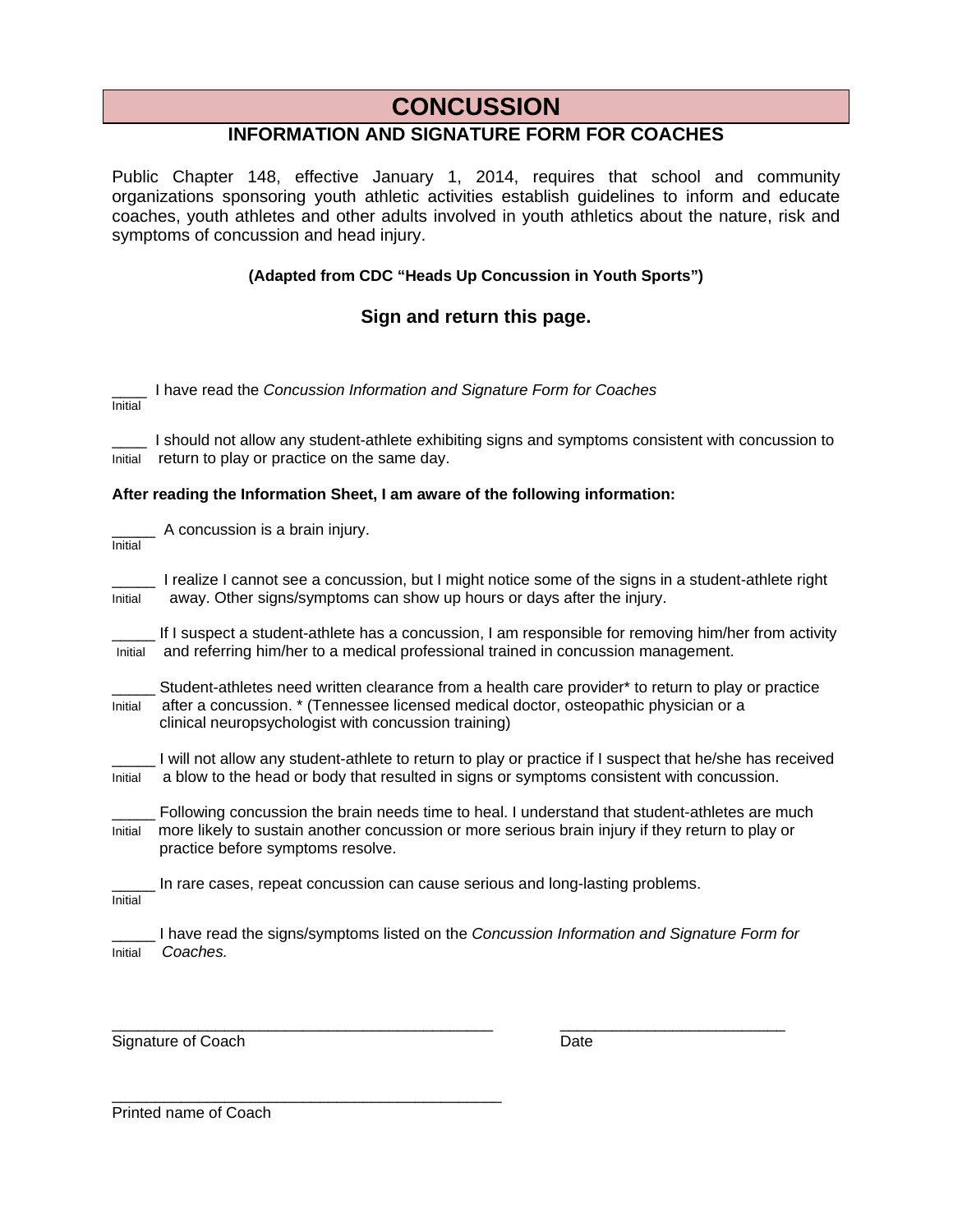# CONCUSSION

## INFORMATION AND SIGNATURE FORM FOR COACHES

Public Chapter 148, effective January 1, 2014, requires that school and community organizations sponsoring youth athletic activities establish guidelines to inform and educate coaches, youth athletes and other adults involved in youth athletics about the nature, risk and symptoms of concussion and head injury.

**(Adapted from CDC "Heads Up Concussion in Youth Sports")**

### Sign and return this page.

____ I have read the *Concussion Information and Signature Form for Coaches*
Initial

____ I should not allow any student-athlete exhibiting signs and symptoms consistent with concussion to return to play or practice on the same day.
Initial

**After reading the Information Sheet, I am aware of the following information:**

_____ A concussion is a brain injury.
Initial

_____ I realize I cannot see a concussion, but I might notice some of the signs in a student-athlete right away. Other signs/symptoms can show up hours or days after the injury.
Initial

_____ If I suspect a student-athlete has a concussion, I am responsible for removing him/her from activity and referring him/her to a medical professional trained in concussion management.
Initial

_____ Student-athletes need written clearance from a health care provider* to return to play or practice after a concussion. * (Tennessee licensed medical doctor, osteopathic physician or a clinical neuropsychologist with concussion training)
Initial

_____ I will not allow any student-athlete to return to play or practice if I suspect that he/she has received a blow to the head or body that resulted in signs or symptoms consistent with concussion.
Initial

_____ Following concussion the brain needs time to heal. I understand that student-athletes are much more likely to sustain another concussion or more serious brain injury if they return to play or practice before symptoms resolve.
Initial

_____ In rare cases, repeat concussion can cause serious and long-lasting problems.
Initial

_____ I have read the signs/symptoms listed on the *Concussion Information and Signature Form for Coaches.*
Initial

_______________________________________________ __________________________
Signature of Coach Date

_______________________________________________
Printed name of Coach